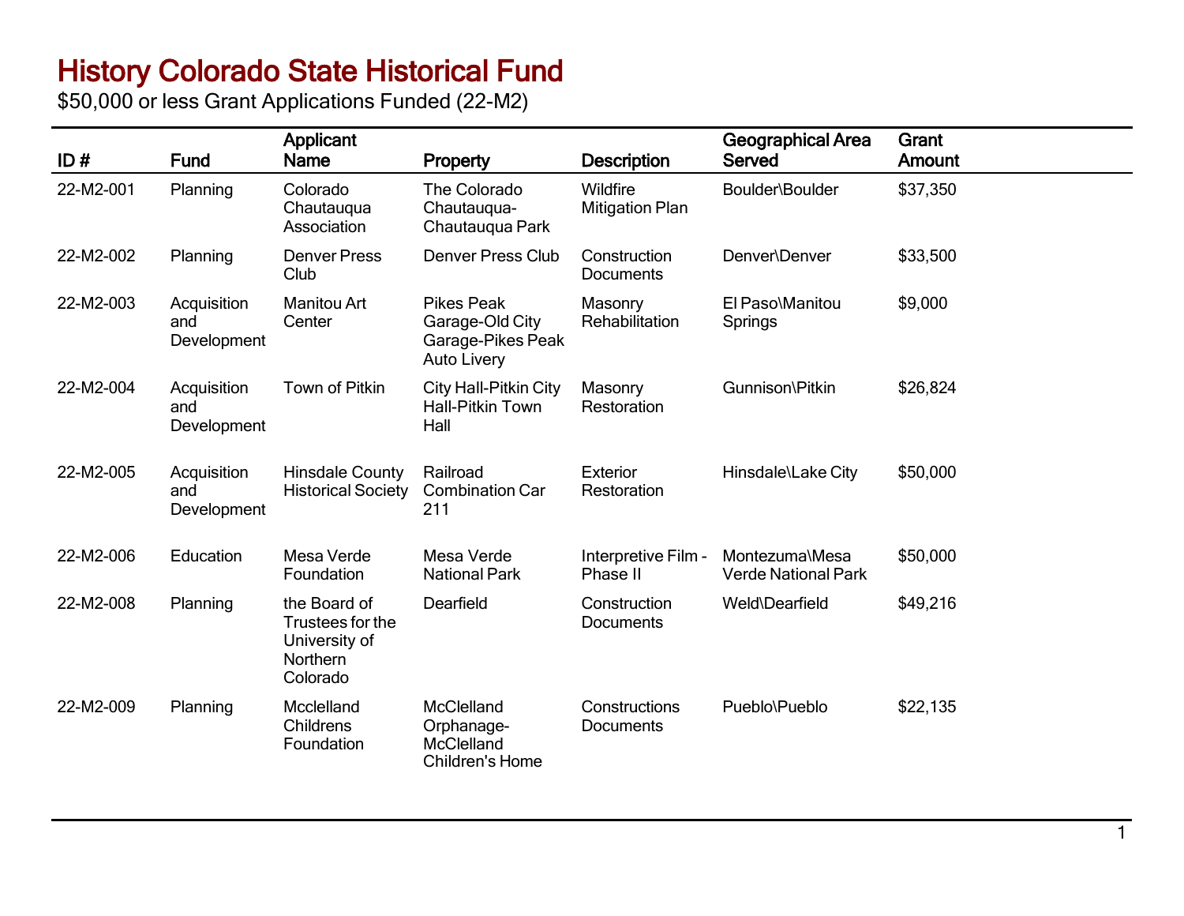# History Colorado State Historical Fund

$50,000 or less Grant Applications Funded (22-M2)

| ID # | Fund | Applicant Name | Property | Description | Geographical Area Served | Grant Amount |
|---|---|---|---|---|---|---|
| 22-M2-001 | Planning | Colorado Chautauqua Association | The Colorado Chautauqua-Chautauqua Park | Wildfire Mitigation Plan | Boulder\Boulder | $37,350 |
| 22-M2-002 | Planning | Denver Press Club | Denver Press Club | Construction Documents | Denver\Denver | $33,500 |
| 22-M2-003 | Acquisition and Development | Manitou Art Center | Pikes Peak Garage-Old City Garage-Pikes Peak Auto Livery | Masonry Rehabilitation | El Paso\Manitou Springs | $9,000 |
| 22-M2-004 | Acquisition and Development | Town of Pitkin | City Hall-Pitkin City Hall-Pitkin Town Hall | Masonry Restoration | Gunnison\Pitkin | $26,824 |
| 22-M2-005 | Acquisition and Development | Hinsdale County Historical Society | Railroad Combination Car 211 | Exterior Restoration | Hinsdale\Lake City | $50,000 |
| 22-M2-006 | Education | Mesa Verde Foundation | Mesa Verde National Park | Interpretive Film - Phase II | Montezuma\Mesa Verde National Park | $50,000 |
| 22-M2-008 | Planning | the Board of Trustees for the University of Northern Colorado | Dearfield | Construction Documents | Weld\Dearfield | $49,216 |
| 22-M2-009 | Planning | Mcclelland Childrens Foundation | McClelland Orphanage-McClelland Children's Home | Constructions Documents | Pueblo\Pueblo | $22,135 |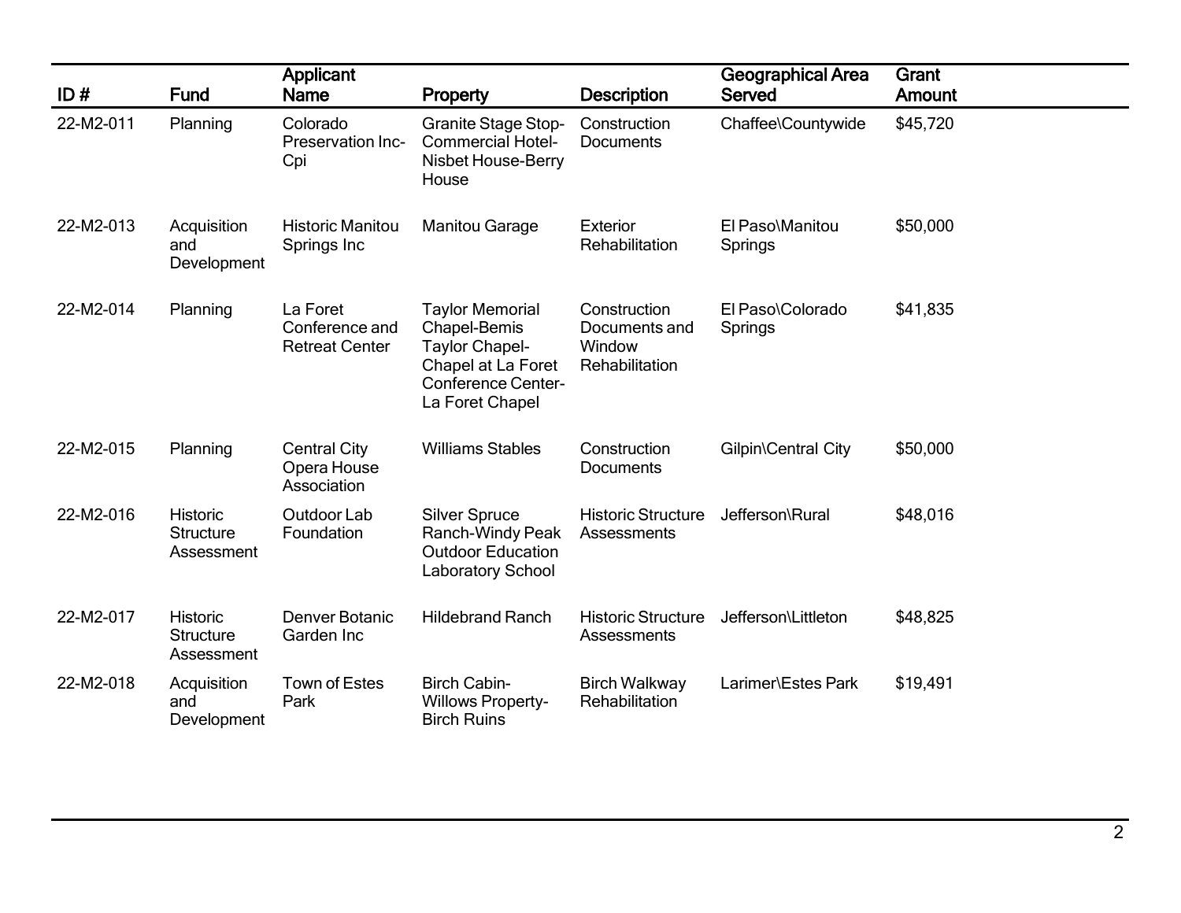| ID # | Fund | Applicant Name | Property | Description | Geographical Area Served | Grant Amount |
|---|---|---|---|---|---|---|
| 22-M2-011 | Planning | Colorado Preservation Inc-Cpi | Granite Stage Stop-Commercial Hotel-Nisbet House-Berry House | Construction Documents | Chaffee\Countywide | $45,720 |
| 22-M2-013 | Acquisition and Development | Historic Manitou Springs Inc | Manitou Garage | Exterior Rehabilitation | El Paso\Manitou Springs | $50,000 |
| 22-M2-014 | Planning | La Foret Conference and Retreat Center | Taylor Memorial Chapel-Bemis Taylor Chapel-Chapel at La Foret Conference Center-La Foret Chapel | Construction Documents and Window Rehabilitation | El Paso\Colorado Springs | $41,835 |
| 22-M2-015 | Planning | Central City Opera House Association | Williams Stables | Construction Documents | Gilpin\Central City | $50,000 |
| 22-M2-016 | Historic Structure Assessment | Outdoor Lab Foundation | Silver Spruce Ranch-Windy Peak Outdoor Education Laboratory School | Historic Structure Assessments | Jefferson\Rural | $48,016 |
| 22-M2-017 | Historic Structure Assessment | Denver Botanic Garden Inc | Hildebrand Ranch | Historic Structure Assessments | Jefferson\Littleton | $48,825 |
| 22-M2-018 | Acquisition and Development | Town of Estes Park | Birch Cabin-Willows Property-Birch Ruins | Birch Walkway Rehabilitation | Larimer\Estes Park | $19,491 |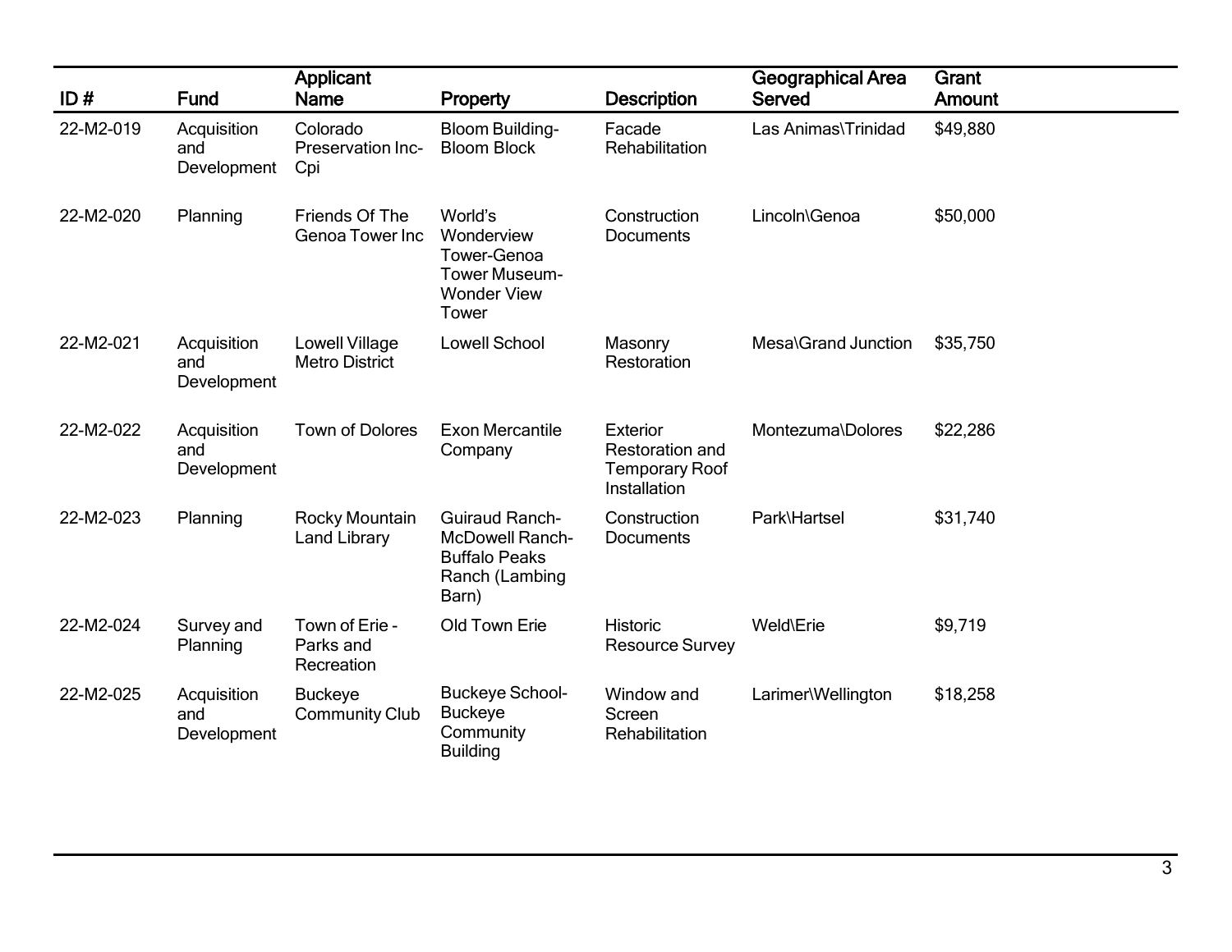| ID # | Fund | Applicant Name | Property | Description | Geographical Area Served | Grant Amount |
|---|---|---|---|---|---|---|
| 22-M2-019 | Acquisition and Development | Colorado Preservation Inc-Cpi | Bloom Building-Bloom Block | Facade Rehabilitation | Las Animas\Trinidad | $49,880 |
| 22-M2-020 | Planning | Friends Of The Genoa Tower Inc | World's Wonderview Tower-Genoa Tower Museum-Wonder View Tower | Construction Documents | Lincoln\Genoa | $50,000 |
| 22-M2-021 | Acquisition and Development | Lowell Village Metro District | Lowell School | Masonry Restoration | Mesa\Grand Junction | $35,750 |
| 22-M2-022 | Acquisition and Development | Town of Dolores | Exon Mercantile Company | Exterior Restoration and Temporary Roof Installation | Montezuma\Dolores | $22,286 |
| 22-M2-023 | Planning | Rocky Mountain Land Library | Guiraud Ranch-McDowell Ranch-Buffalo Peaks Ranch (Lambing Barn) | Construction Documents | Park\Hartsel | $31,740 |
| 22-M2-024 | Survey and Planning | Town of Erie - Parks and Recreation | Old Town Erie | Historic Resource Survey | Weld\Erie | $9,719 |
| 22-M2-025 | Acquisition and Development | Buckeye Community Club | Buckeye School-Buckeye Community Building | Window and Screen Rehabilitation | Larimer\Wellington | $18,258 |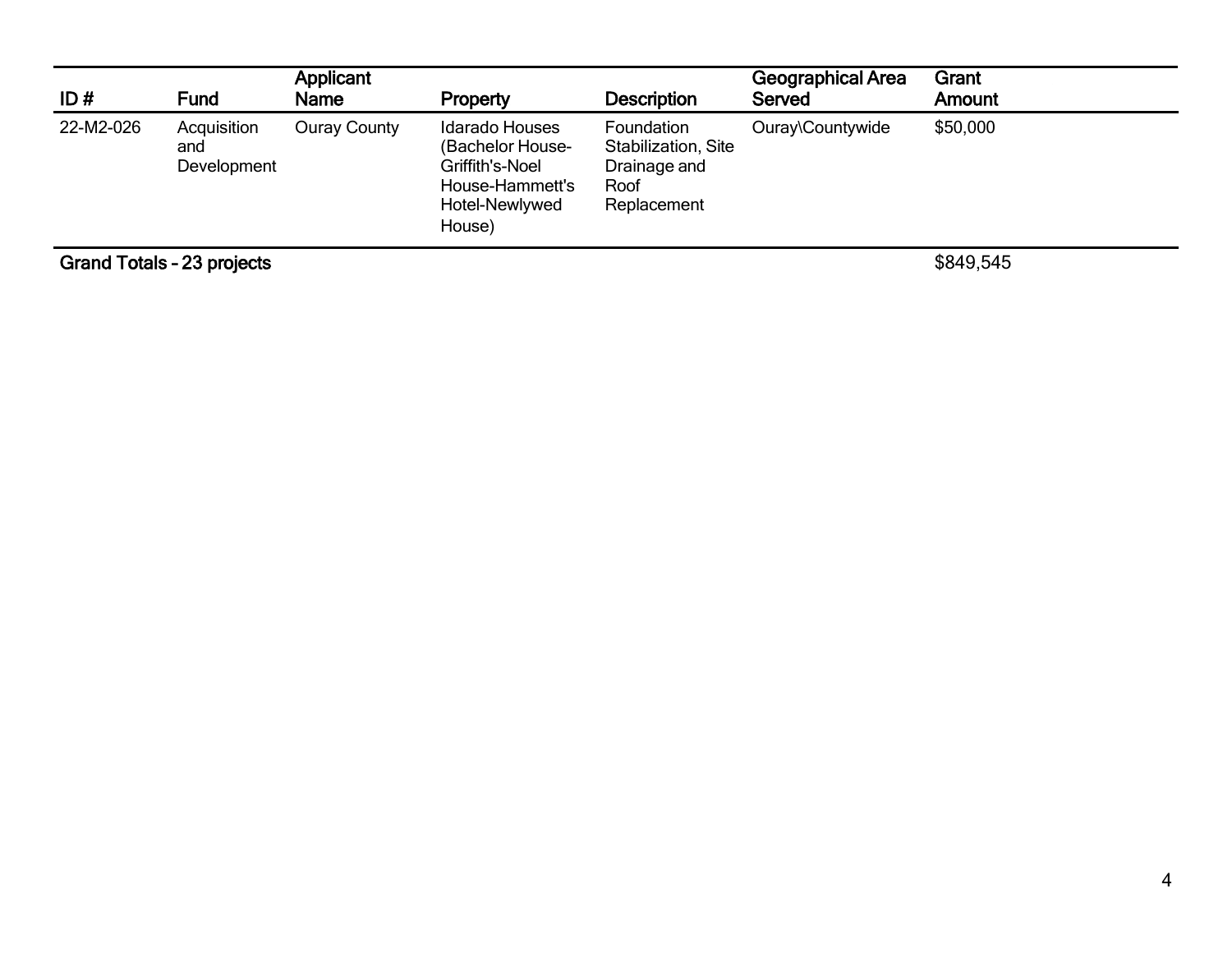| ID # | Fund | Applicant Name | Property | Description | Geographical Area Served | Grant Amount |
|---|---|---|---|---|---|---|
| 22-M2-026 | Acquisition and Development | Ouray County | Idarado Houses (Bachelor House-Griffith's-Noel House-Hammett's Hotel-Newlywed House) | Foundation Stabilization, Site Drainage and Roof Replacement | Ouray\Countywide | $50,000 |
| **Grand Totals – 23 projects** | | | | | | $849,545 |